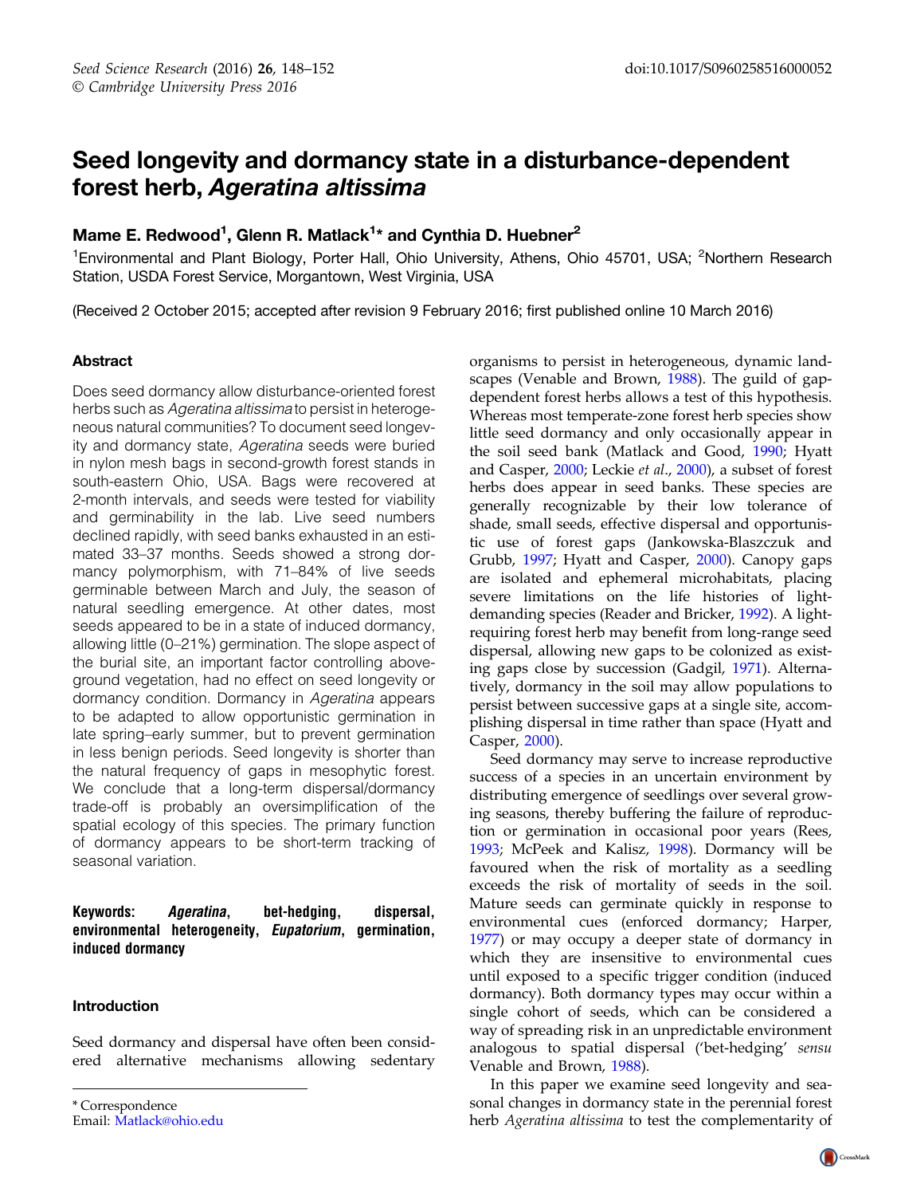# Seed longevity and dormancy state in a disturbance-dependent forest herb, *Ageratina altissima*

**Mame E. Redwood[1], Glenn R. Matlack[1]* and Cynthia D. Huebner[2]**

[1]Environmental and Plant Biology, Porter Hall, Ohio University, Athens, Ohio 45701, USA; [2]Northern Research Station, USDA Forest Service, Morgantown, West Virginia, USA

(Received 2 October 2015; accepted after revision 9 February 2016; first published online 10 March 2016)

## Abstract

Does seed dormancy allow disturbance-oriented forest herbs such as *Ageratina altissima* to persist in heterogeneous natural communities? To document seed longevity and dormancy state, *Ageratina* seeds were buried in nylon mesh bags in second-growth forest stands in south-eastern Ohio, USA. Bags were recovered at 2-month intervals, and seeds were tested for viability and germinability in the lab. Live seed numbers declined rapidly, with seed banks exhausted in an estimated 33–37 months. Seeds showed a strong dormancy polymorphism, with 71–84% of live seeds germinable between March and July, the season of natural seedling emergence. At other dates, most seeds appeared to be in a state of induced dormancy, allowing little (0–21%) germination. The slope aspect of the burial site, an important factor controlling above-ground vegetation, had no effect on seed longevity or dormancy condition. Dormancy in *Ageratina* appears to be adapted to allow opportunistic germination in late spring–early summer, but to prevent germination in less benign periods. Seed longevity is shorter than the natural frequency of gaps in mesophytic forest. We conclude that a long-term dispersal/dormancy trade-off is probably an oversimplification of the spatial ecology of this species. The primary function of dormancy appears to be short-term tracking of seasonal variation.

**Keywords:** ***Ageratina***, **bet-hedging, dispersal, environmental heterogeneity,** ***Eupatorium***, **germination, induced dormancy**

## Introduction

Seed dormancy and dispersal have often been considered alternative mechanisms allowing sedentary organisms to persist in heterogeneous, dynamic landscapes (Venable and Brown, 1988). The guild of gap-dependent forest herbs allows a test of this hypothesis. Whereas most temperate-zone forest herb species show little seed dormancy and only occasionally appear in the soil seed bank (Matlack and Good, 1990; Hyatt and Casper, 2000; Leckie *et al.*, 2000), a subset of forest herbs does appear in seed banks. These species are generally recognizable by their low tolerance of shade, small seeds, effective dispersal and opportunistic use of forest gaps (Jankowska-Blaszczuk and Grubb, 1997; Hyatt and Casper, 2000). Canopy gaps are isolated and ephemeral microhabitats, placing severe limitations on the life histories of light-demanding species (Reader and Bricker, 1992). A light-requiring forest herb may benefit from long-range seed dispersal, allowing new gaps to be colonized as existing gaps close by succession (Gadgil, 1971). Alternatively, dormancy in the soil may allow populations to persist between successive gaps at a single site, accomplishing dispersal in time rather than space (Hyatt and Casper, 2000).

Seed dormancy may serve to increase reproductive success of a species in an uncertain environment by distributing emergence of seedlings over several growing seasons, thereby buffering the failure of reproduction or germination in occasional poor years (Rees, 1993; McPeek and Kalisz, 1998). Dormancy will be favoured when the risk of mortality as a seedling exceeds the risk of mortality of seeds in the soil. Mature seeds can germinate quickly in response to environmental cues (enforced dormancy; Harper, 1977) or may occupy a deeper state of dormancy in which they are insensitive to environmental cues until exposed to a specific trigger condition (induced dormancy). Both dormancy types may occur within a single cohort of seeds, which can be considered a way of spreading risk in an unpredictable environment analogous to spatial dispersal ('bet-hedging' *sensu* Venable and Brown, 1988).

In this paper we examine seed longevity and seasonal changes in dormancy state in the perennial forest herb *Ageratina altissima* to test the complementarity of

\* Correspondence
Email: Matlack@ohio.edu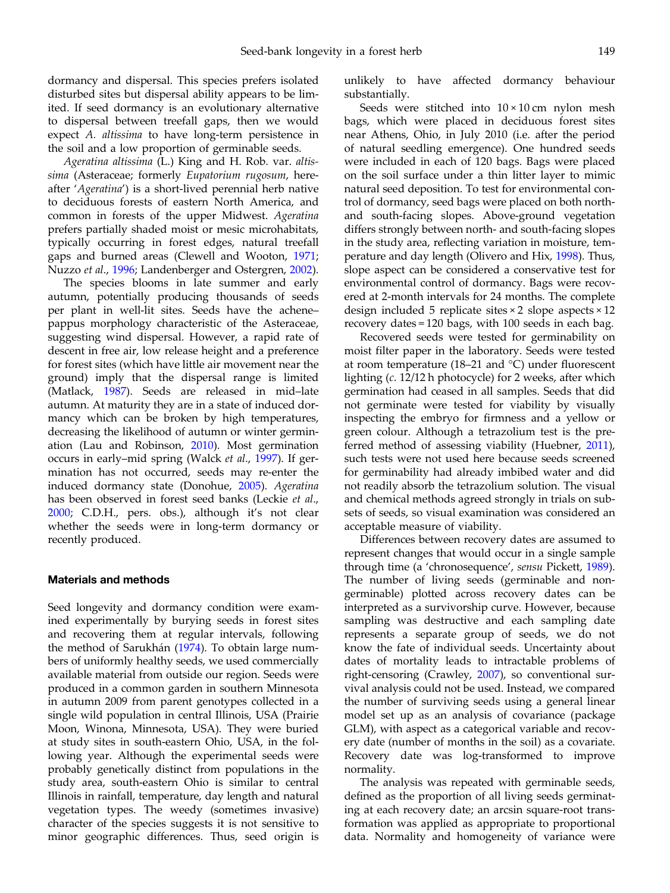dormancy and dispersal. This species prefers isolated disturbed sites but dispersal ability appears to be limited. If seed dormancy is an evolutionary alternative to dispersal between treefall gaps, then we would expect *A. altissima* to have long-term persistence in the soil and a low proportion of germinable seeds.

*Ageratina altissima* (L.) King and H. Rob. var. *altissima* (Asteraceae; formerly *Eupatorium rugosum*, hereafter '*Ageratina*') is a short-lived perennial herb native to deciduous forests of eastern North America, and common in forests of the upper Midwest. *Ageratina* prefers partially shaded moist or mesic microhabitats, typically occurring in forest edges, natural treefall gaps and burned areas (Clewell and Wooton, 1971; Nuzzo *et al*., 1996; Landenberger and Ostergren, 2002).

The species blooms in late summer and early autumn, potentially producing thousands of seeds per plant in well-lit sites. Seeds have the achene–pappus morphology characteristic of the Asteraceae, suggesting wind dispersal. However, a rapid rate of descent in free air, low release height and a preference for forest sites (which have little air movement near the ground) imply that the dispersal range is limited (Matlack, 1987). Seeds are released in mid–late autumn. At maturity they are in a state of induced dormancy which can be broken by high temperatures, decreasing the likelihood of autumn or winter germination (Lau and Robinson, 2010). Most germination occurs in early–mid spring (Walck *et al*., 1997). If germination has not occurred, seeds may re-enter the induced dormancy state (Donohue, 2005). *Ageratina* has been observed in forest seed banks (Leckie *et al*., 2000; C.D.H., pers. obs.), although it's not clear whether the seeds were in long-term dormancy or recently produced.

## Materials and methods

Seed longevity and dormancy condition were examined experimentally by burying seeds in forest sites and recovering them at regular intervals, following the method of Sarukhán (1974). To obtain large numbers of uniformly healthy seeds, we used commercially available material from outside our region. Seeds were produced in a common garden in southern Minnesota in autumn 2009 from parent genotypes collected in a single wild population in central Illinois, USA (Prairie Moon, Winona, Minnesota, USA). They were buried at study sites in south-eastern Ohio, USA, in the following year. Although the experimental seeds were probably genetically distinct from populations in the study area, south-eastern Ohio is similar to central Illinois in rainfall, temperature, day length and natural vegetation types. The weedy (sometimes invasive) character of the species suggests it is not sensitive to minor geographic differences. Thus, seed origin is unlikely to have affected dormancy behaviour substantially.

Seeds were stitched into 10 × 10 cm nylon mesh bags, which were placed in deciduous forest sites near Athens, Ohio, in July 2010 (i.e. after the period of natural seedling emergence). One hundred seeds were included in each of 120 bags. Bags were placed on the soil surface under a thin litter layer to mimic natural seed deposition. To test for environmental control of dormancy, seed bags were placed on both north- and south-facing slopes. Above-ground vegetation differs strongly between north- and south-facing slopes in the study area, reflecting variation in moisture, temperature and day length (Olivero and Hix, 1998). Thus, slope aspect can be considered a conservative test for environmental control of dormancy. Bags were recovered at 2-month intervals for 24 months. The complete design included 5 replicate sites × 2 slope aspects × 12 recovery dates = 120 bags, with 100 seeds in each bag.

Recovered seeds were tested for germinability on moist filter paper in the laboratory. Seeds were tested at room temperature (18–21 and °C) under fluorescent lighting (*c*. 12/12 h photocycle) for 2 weeks, after which germination had ceased in all samples. Seeds that did not germinate were tested for viability by visually inspecting the embryo for firmness and a yellow or green colour. Although a tetrazolium test is the preferred method of assessing viability (Huebner, 2011), such tests were not used here because seeds screened for germinability had already imbibed water and did not readily absorb the tetrazolium solution. The visual and chemical methods agreed strongly in trials on subsets of seeds, so visual examination was considered an acceptable measure of viability.

Differences between recovery dates are assumed to represent changes that would occur in a single sample through time (a 'chronosequence', *sensu* Pickett, 1989). The number of living seeds (germinable and non-germinable) plotted across recovery dates can be interpreted as a survivorship curve. However, because sampling was destructive and each sampling date represents a separate group of seeds, we do not know the fate of individual seeds. Uncertainty about dates of mortality leads to intractable problems of right-censoring (Crawley, 2007), so conventional survival analysis could not be used. Instead, we compared the number of surviving seeds using a general linear model set up as an analysis of covariance (package GLM), with aspect as a categorical variable and recovery date (number of months in the soil) as a covariate. Recovery date was log-transformed to improve normality.

The analysis was repeated with germinable seeds, defined as the proportion of all living seeds germinating at each recovery date; an arcsin square-root transformation was applied as appropriate to proportional data. Normality and homogeneity of variance were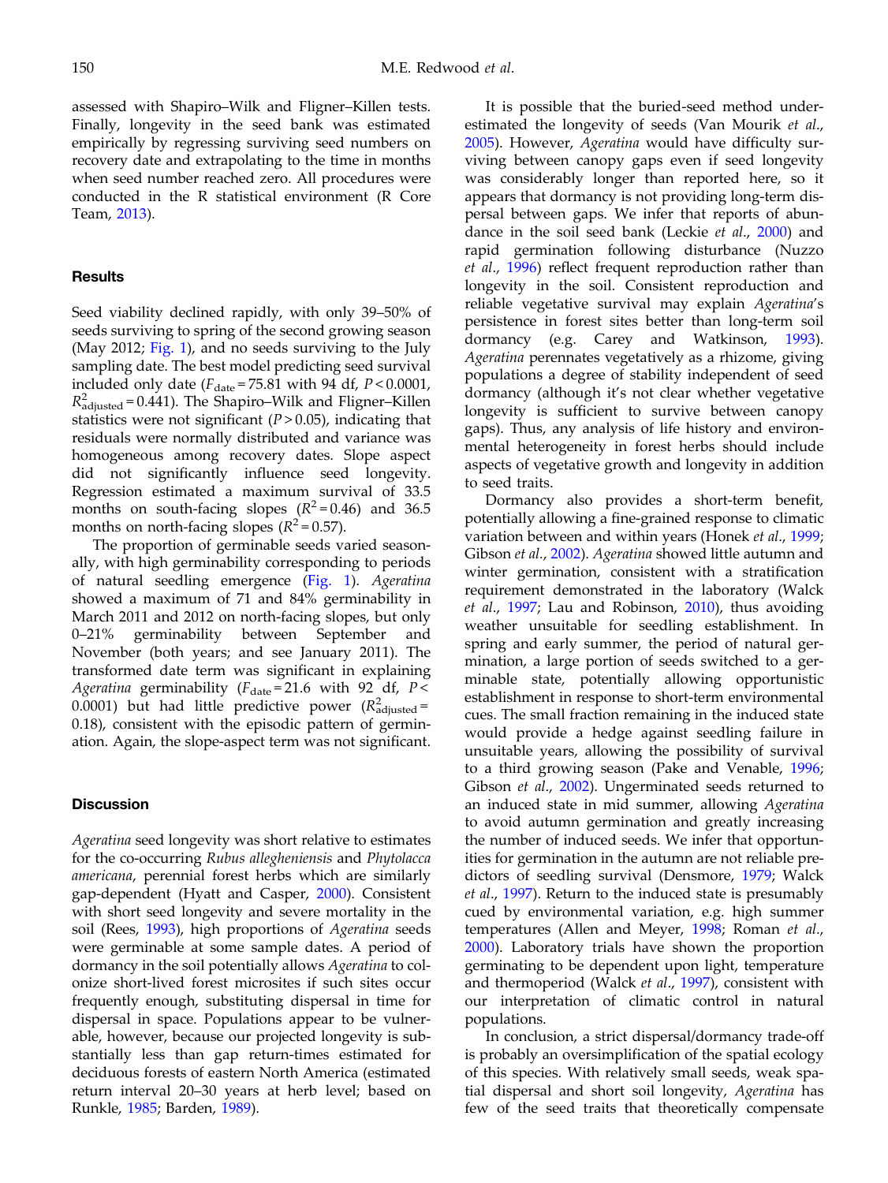assessed with Shapiro–Wilk and Fligner–Killen tests. Finally, longevity in the seed bank was estimated empirically by regressing surviving seed numbers on recovery date and extrapolating to the time in months when seed number reached zero. All procedures were conducted in the R statistical environment (R Core Team, 2013).

## Results

Seed viability declined rapidly, with only 39–50% of seeds surviving to spring of the second growing season (May 2012; Fig. 1), and no seeds surviving to the July sampling date. The best model predicting seed survival included only date ($F_{\text{date}} = 75.81$ with 94 df, $P < 0.0001$, $R^2_{\text{adjusted}} = 0.441$). The Shapiro–Wilk and Fligner–Killen statistics were not significant ($P > 0.05$), indicating that residuals were normally distributed and variance was homogeneous among recovery dates. Slope aspect did not significantly influence seed longevity. Regression estimated a maximum survival of 33.5 months on south-facing slopes ($R^2 = 0.46$) and 36.5 months on north-facing slopes ($R^2 = 0.57$).

The proportion of germinable seeds varied seasonally, with high germinability corresponding to periods of natural seedling emergence (Fig. 1). *Ageratina* showed a maximum of 71 and 84% germinability in March 2011 and 2012 on north-facing slopes, but only 0–21% germinability between September and November (both years; and see January 2011). The transformed date term was significant in explaining *Ageratina* germinability ($F_{\text{date}} = 21.6$ with 92 df, $P < 0.0001$) but had little predictive power ($R^2_{\text{adjusted}} = 0.18$), consistent with the episodic pattern of germination. Again, the slope-aspect term was not significant.

## Discussion

*Ageratina* seed longevity was short relative to estimates for the co-occurring *Rubus allegheniensis* and *Phytolacca americana*, perennial forest herbs which are similarly gap-dependent (Hyatt and Casper, 2000). Consistent with short seed longevity and severe mortality in the soil (Rees, 1993), high proportions of *Ageratina* seeds were germinable at some sample dates. A period of dormancy in the soil potentially allows *Ageratina* to colonize short-lived forest microsites if such sites occur frequently enough, substituting dispersal in time for dispersal in space. Populations appear to be vulnerable, however, because our projected longevity is substantially less than gap return-times estimated for deciduous forests of eastern North America (estimated return interval 20–30 years at herb level; based on Runkle, 1985; Barden, 1989).

It is possible that the buried-seed method underestimated the longevity of seeds (Van Mourik *et al.*, 2005). However, *Ageratina* would have difficulty surviving between canopy gaps even if seed longevity was considerably longer than reported here, so it appears that dormancy is not providing long-term dispersal between gaps. We infer that reports of abundance in the soil seed bank (Leckie *et al.*, 2000) and rapid germination following disturbance (Nuzzo *et al.*, 1996) reflect frequent reproduction rather than longevity in the soil. Consistent reproduction and reliable vegetative survival may explain *Ageratina*'s persistence in forest sites better than long-term soil dormancy (e.g. Carey and Watkinson, 1993). *Ageratina* perennates vegetatively as a rhizome, giving populations a degree of stability independent of seed dormancy (although it's not clear whether vegetative longevity is sufficient to survive between canopy gaps). Thus, any analysis of life history and environmental heterogeneity in forest herbs should include aspects of vegetative growth and longevity in addition to seed traits.

Dormancy also provides a short-term benefit, potentially allowing a fine-grained response to climatic variation between and within years (Honek *et al.*, 1999; Gibson *et al.*, 2002). *Ageratina* showed little autumn and winter germination, consistent with a stratification requirement demonstrated in the laboratory (Walck *et al.*, 1997; Lau and Robinson, 2010), thus avoiding weather unsuitable for seedling establishment. In spring and early summer, the period of natural germination, a large portion of seeds switched to a germinable state, potentially allowing opportunistic establishment in response to short-term environmental cues. The small fraction remaining in the induced state would provide a hedge against seedling failure in unsuitable years, allowing the possibility of survival to a third growing season (Pake and Venable, 1996; Gibson *et al.*, 2002). Ungerminated seeds returned to an induced state in mid summer, allowing *Ageratina* to avoid autumn germination and greatly increasing the number of induced seeds. We infer that opportunities for germination in the autumn are not reliable predictors of seedling survival (Densmore, 1979; Walck *et al.*, 1997). Return to the induced state is presumably cued by environmental variation, e.g. high summer temperatures (Allen and Meyer, 1998; Roman *et al.*, 2000). Laboratory trials have shown the proportion germinating to be dependent upon light, temperature and thermoperiod (Walck *et al.*, 1997), consistent with our interpretation of climatic control in natural populations.

In conclusion, a strict dispersal/dormancy trade-off is probably an oversimplification of the spatial ecology of this species. With relatively small seeds, weak spatial dispersal and short soil longevity, *Ageratina* has few of the seed traits that theoretically compensate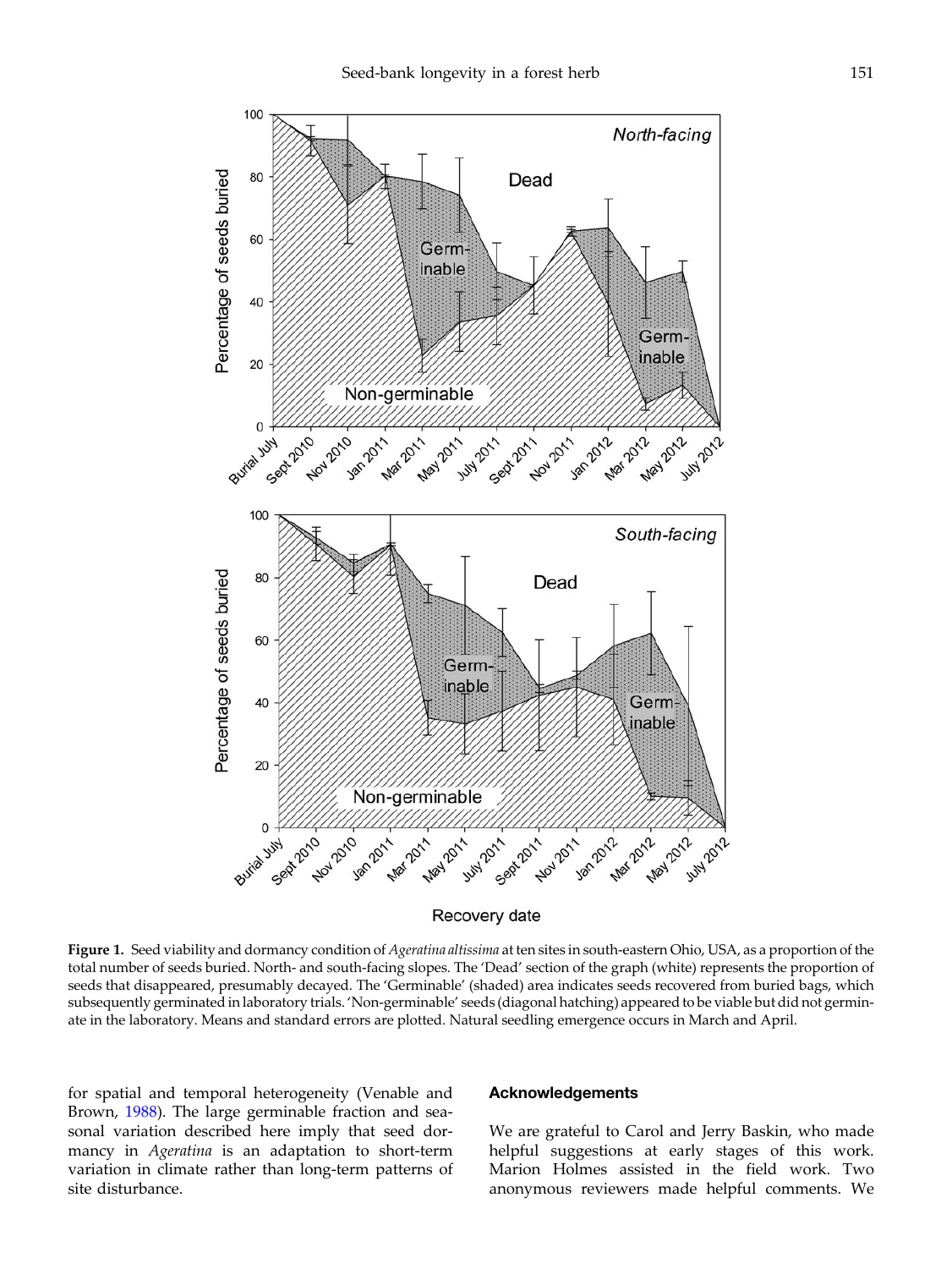**Figure 1.** Seed viability and dormancy condition of *Ageratina altissima* at ten sites in south-eastern Ohio, USA, as a proportion of the total number of seeds buried. North- and south-facing slopes. The 'Dead' section of the graph (white) represents the proportion of seeds that disappeared, presumably decayed. The 'Germinable' (shaded) area indicates seeds recovered from buried bags, which subsequently germinated in laboratory trials. 'Non-germinable' seeds (diagonal hatching) appeared to be viable but did not germinate in the laboratory. Means and standard errors are plotted. Natural seedling emergence occurs in March and April.

for spatial and temporal heterogeneity (Venable and Brown, 1988). The large germinable fraction and seasonal variation described here imply that seed dormancy in *Ageratina* is an adaptation to short-term variation in climate rather than long-term patterns of site disturbance.

## Acknowledgements

We are grateful to Carol and Jerry Baskin, who made helpful suggestions at early stages of this work. Marion Holmes assisted in the field work. Two anonymous reviewers made helpful comments. We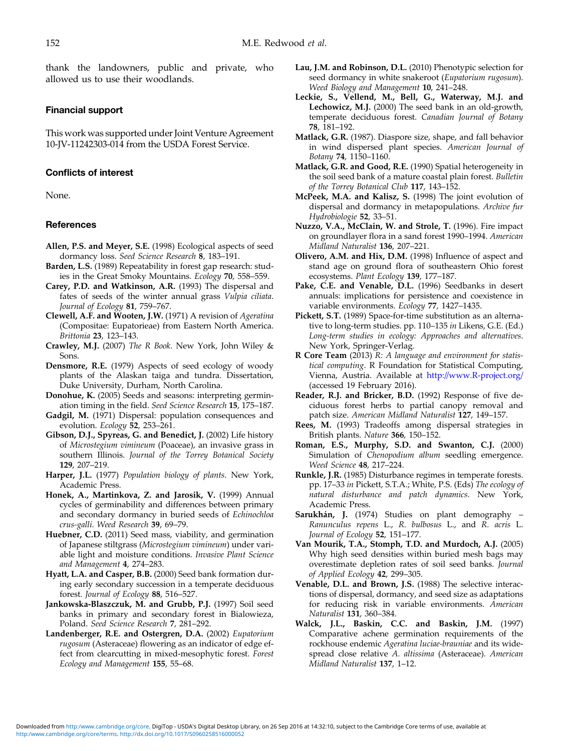thank the landowners, public and private, who allowed us to use their woodlands.

### Financial support

This work was supported under Joint Venture Agreement 10-JV-11242303-014 from the USDA Forest Service.

### Conflicts of interest

None.

### References

**Allen, P.S. and Meyer, S.E.** (1998) Ecological aspects of seed dormancy loss. *Seed Science Research* **8**, 183–191.

**Barden, L.S.** (1989) Repeatability in forest gap research: studies in the Great Smoky Mountains. *Ecology* **70**, 558–559.

**Carey, P.D. and Watkinson, A.R.** (1993) The dispersal and fates of seeds of the winter annual grass *Vulpia ciliata*. *Journal of Ecology* **81**, 759–767.

**Clewell, A.F. and Wooten, J.W.** (1971) A revision of *Ageratina* (Compositae: Eupatorieae) from Eastern North America. *Brittonia* **23**, 123–143.

**Crawley, M.J.** (2007) *The R Book*. New York, John Wiley & Sons.

**Densmore, R.E.** (1979) Aspects of seed ecology of woody plants of the Alaskan taiga and tundra. Dissertation, Duke University, Durham, North Carolina.

**Donohue, K.** (2005) Seeds and seasons: interpreting germination timing in the field. *Seed Science Research* **15**, 175–187.

**Gadgil, M.** (1971) Dispersal: population consequences and evolution. *Ecology* **52**, 253–261.

**Gibson, D.J., Spyreas, G. and Benedict, J.** (2002) Life history of *Microstegium vimineum* (Poaceae), an invasive grass in southern Illinois. *Journal of the Torrey Botanical Society* **129**, 207–219.

**Harper, J.L.** (1977) *Population biology of plants*. New York, Academic Press.

**Honek, A., Martinkova, Z. and Jarosik, V.** (1999) Annual cycles of germinability and differences between primary and secondary dormancy in buried seeds of *Echinochloa crus-galli*. *Weed Research* **39**, 69–79.

**Huebner, C.D.** (2011) Seed mass, viability, and germination of Japanese stiltgrass (*Microstegium vimineum*) under variable light and moisture conditions. *Invasive Plant Science and Management* **4**, 274–283.

**Hyatt, L.A. and Casper, B.B.** (2000) Seed bank formation during early secondary succession in a temperate deciduous forest. *Journal of Ecology* **88**, 516–527.

**Jankowska-Blaszczuk, M. and Grubb, P.J.** (1997) Soil seed banks in primary and secondary forest in Bialowieza, Poland. *Seed Science Research* **7**, 281–292.

**Landenberger, R.E. and Ostergren, D.A.** (2002) *Eupatorium rugosum* (Asteraceae) flowering as an indicator of edge effect from clearcutting in mixed-mesophytic forest. *Forest Ecology and Management* **155**, 55–68.

**Lau, J.M. and Robinson, D.L.** (2010) Phenotypic selection for seed dormancy in white snakeroot (*Eupatorium rugosum*). *Weed Biology and Management* **10**, 241–248.

**Leckie, S., Vellend, M., Bell, G., Waterway, M.J. and Lechowicz, M.J.** (2000) The seed bank in an old-growth, temperate deciduous forest. *Canadian Journal of Botany* **78**, 181–192.

**Matlack, G.R.** (1987). Diaspore size, shape, and fall behavior in wind dispersed plant species. *American Journal of Botany* **74**, 1150–1160.

**Matlack, G.R. and Good, R.E.** (1990) Spatial heterogeneity in the soil seed bank of a mature coastal plain forest. *Bulletin of the Torrey Botanical Club* **117**, 143–152.

**McPeek, M.A. and Kalisz, S.** (1998) The joint evolution of dispersal and dormancy in metapopulations. *Archive fur Hydrobiologie* **52**, 33–51.

**Nuzzo, V.A., McClain, W. and Strole, T.** (1996). Fire impact on groundlayer flora in a sand forest 1990–1994. *American Midland Naturalist* **136**, 207–221.

**Olivero, A.M. and Hix, D.M.** (1998) Influence of aspect and stand age on ground flora of southeastern Ohio forest ecosystems. *Plant Ecology* **139**, 177–187.

**Pake, C.E. and Venable, D.L.** (1996) Seedbanks in desert annuals: implications for persistence and coexistence in variable environments. *Ecology* **77**, 1427–1435.

**Pickett, S.T.** (1989) Space-for-time substitution as an alternative to long-term studies. pp. 110–135 *in* Likens, G.E. (Ed.) *Long-term studies in ecology: Approaches and alternatives*. New York, Springer-Verlag.

**R Core Team** (2013) *R: A language and environment for statistical computing*. R Foundation for Statistical Computing, Vienna, Austria. Available at http://www.R-project.org/ (accessed 19 February 2016).

**Reader, R.J. and Bricker, B.D.** (1992) Response of five deciduous forest herbs to partial canopy removal and patch size. *American Midland Naturalist* **127**, 149–157.

**Rees, M.** (1993) Tradeoffs among dispersal strategies in British plants. *Nature* **366**, 150–152.

**Roman, E.S., Murphy, S.D. and Swanton, C.J.** (2000) Simulation of *Chenopodium album* seedling emergence. *Weed Science* **48**, 217–224.

**Runkle, J.R.** (1985) Disturbance regimes in temperate forests. pp. 17–33 *in* Pickett, S.T.A.; White, P.S. (Eds) *The ecology of natural disturbance and patch dynamics*. New York, Academic Press.

**Sarukhán, J.** (1974) Studies on plant demography – *Ranunculus repens* L., *R. bulbosus* L., and *R. acris* L. *Journal of Ecology* **52**, 151–177.

**Van Mourik, T.A., Stomph, T.D. and Murdoch, A.J.** (2005) Why high seed densities within buried mesh bags may overestimate depletion rates of soil seed banks. *Journal of Applied Ecology* **42**, 299–305.

**Venable, D.L. and Brown, J.S.** (1988) The selective interactions of dispersal, dormancy, and seed size as adaptations for reducing risk in variable environments. *American Naturalist* **131**, 360–384.

**Walck, J.L., Baskin, C.C. and Baskin, J.M.** (1997) Comparative achene germination requirements of the rockhouse endemic *Ageratina luciae-brauniae* and its widespread close relative *A. altissima* (Asteraceae). *American Midland Naturalist* **137**, 1–12.